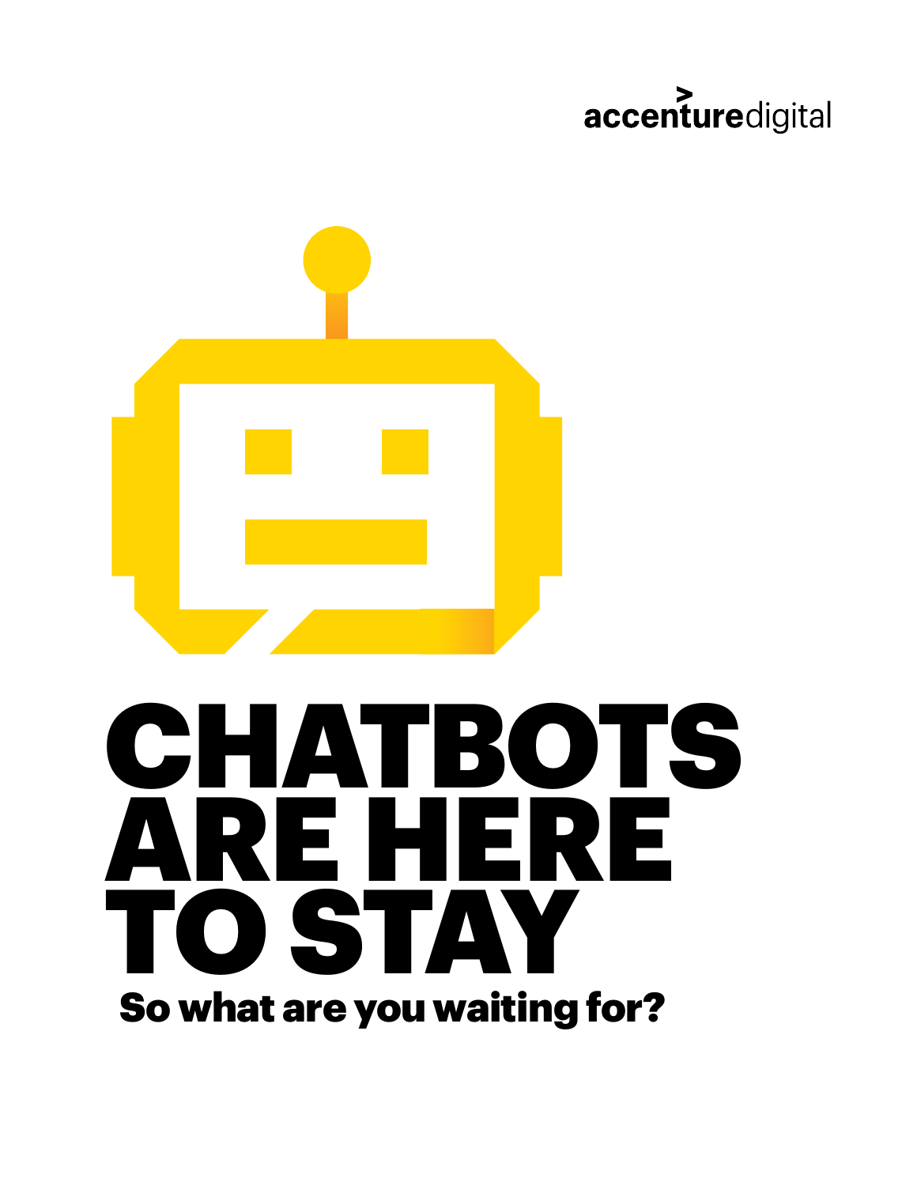accenturedigital

# CHATBOTS ARE HERE TO STAY

## So what are you waiting for?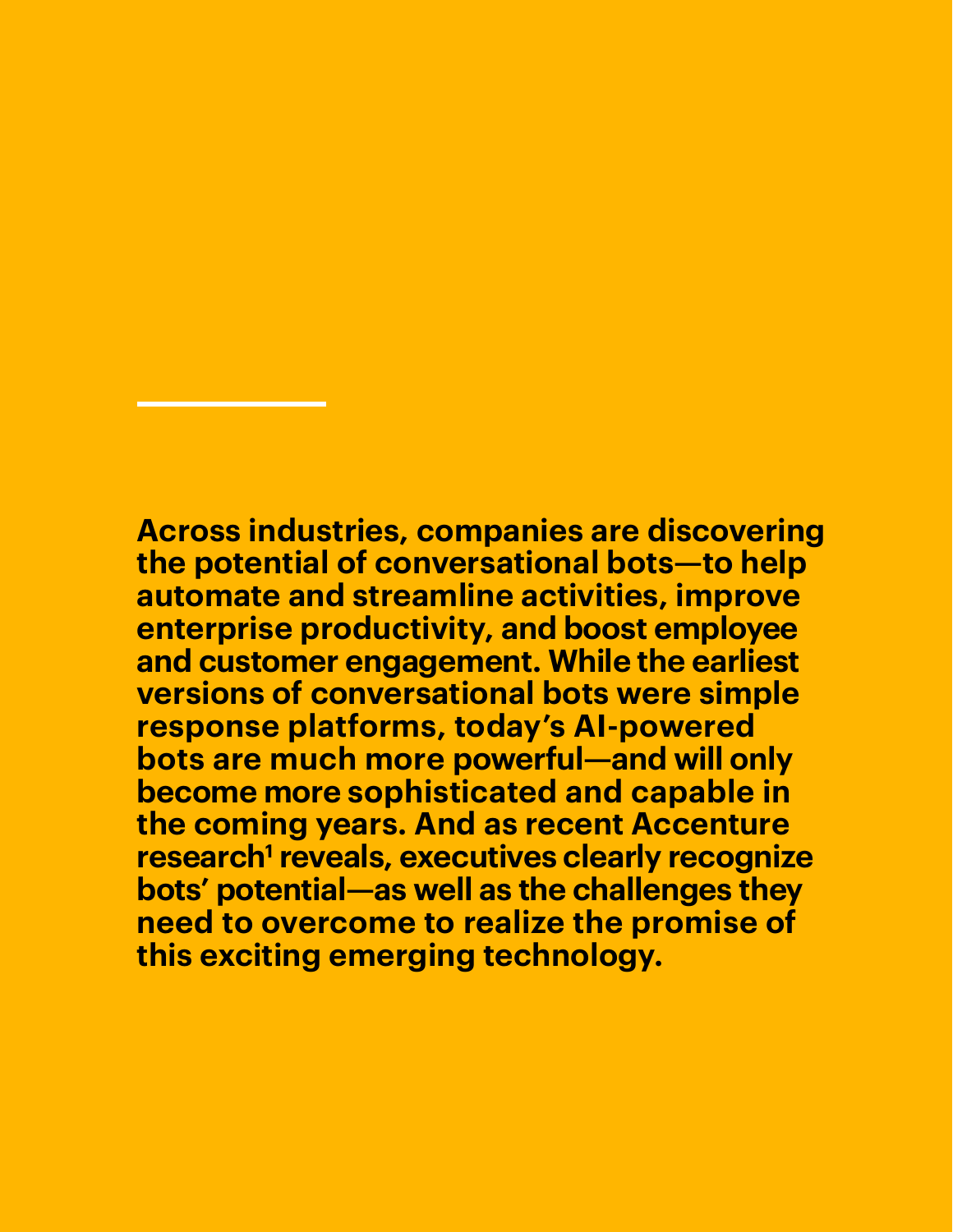**Across industries, companies are discovering the potential of conversational bots—to help automate and streamline activities, improve enterprise productivity, and boost employee and customer engagement. While the earliest versions of conversational bots were simple response platforms, today's AI-powered bots are much more powerful—and will only become more sophisticated and capable in the coming years. And as recent Accenture research[1] reveals, executives clearly recognize bots' potential—as well as the challenges they need to overcome to realize the promise of this exciting emerging technology.**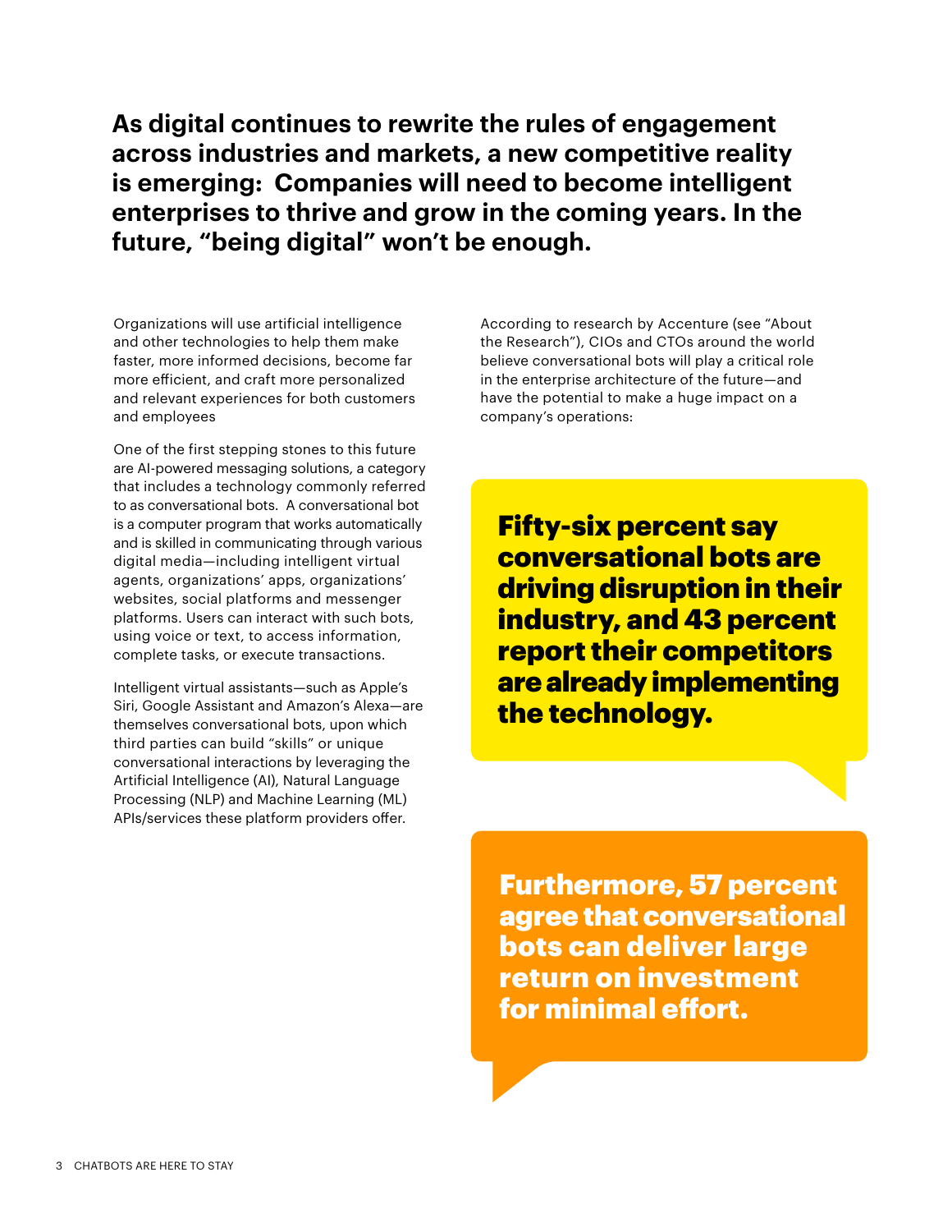**As digital continues to rewrite the rules of engagement across industries and markets, a new competitive reality is emerging: Companies will need to become intelligent enterprises to thrive and grow in the coming years. In the future, "being digital" won't be enough.**

Organizations will use artificial intelligence and other technologies to help them make faster, more informed decisions, become far more efficient, and craft more personalized and relevant experiences for both customers and employees

One of the first stepping stones to this future are AI-powered messaging solutions, a category that includes a technology commonly referred to as conversational bots. A conversational bot is a computer program that works automatically and is skilled in communicating through various digital media—including intelligent virtual agents, organizations' apps, organizations' websites, social platforms and messenger platforms. Users can interact with such bots, using voice or text, to access information, complete tasks, or execute transactions.

Intelligent virtual assistants—such as Apple's Siri, Google Assistant and Amazon's Alexa—are themselves conversational bots, upon which third parties can build "skills" or unique conversational interactions by leveraging the Artificial Intelligence (AI), Natural Language Processing (NLP) and Machine Learning (ML) APIs/services these platform providers offer.

According to research by Accenture (see "About the Research"), CIOs and CTOs around the world believe conversational bots will play a critical role in the enterprise architecture of the future—and have the potential to make a huge impact on a company's operations:

**Fifty-six percent say conversational bots are driving disruption in their industry, and 43 percent report their competitors are already implementing the technology.**

**Furthermore, 57 percent agree that conversational bots can deliver large return on investment for minimal effort.**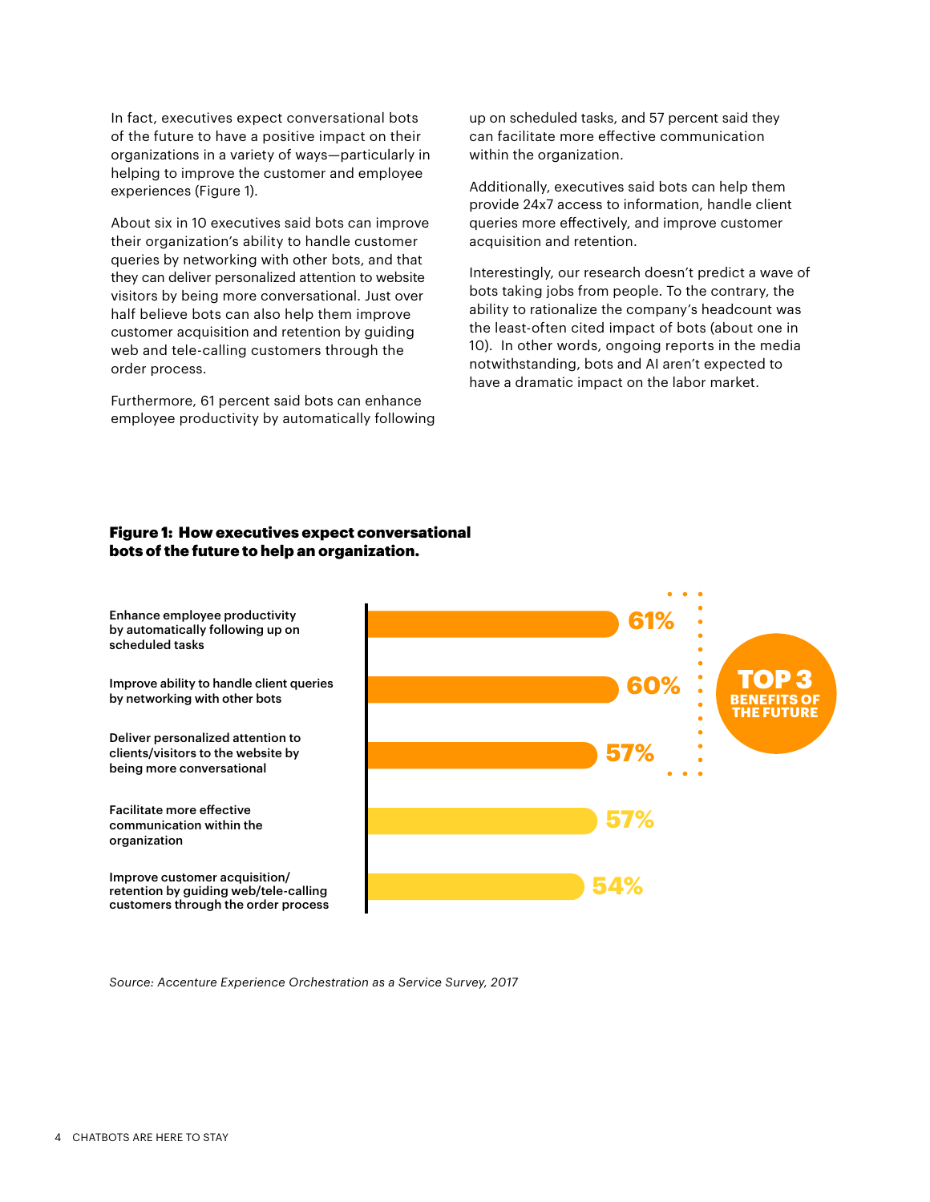In fact, executives expect conversational bots of the future to have a positive impact on their organizations in a variety of ways—particularly in helping to improve the customer and employee experiences (Figure 1).

About six in 10 executives said bots can improve their organization's ability to handle customer queries by networking with other bots, and that they can deliver personalized attention to website visitors by being more conversational. Just over half believe bots can also help them improve customer acquisition and retention by guiding web and tele-calling customers through the order process.

Furthermore, 61 percent said bots can enhance employee productivity by automatically following up on scheduled tasks, and 57 percent said they can facilitate more effective communication within the organization.

Additionally, executives said bots can help them provide 24x7 access to information, handle client queries more effectively, and improve customer acquisition and retention.

Interestingly, our research doesn't predict a wave of bots taking jobs from people. To the contrary, the ability to rationalize the company's headcount was the least-often cited impact of bots (about one in 10). In other words, ongoing reports in the media notwithstanding, bots and AI aren't expected to have a dramatic impact on the labor market.

**Figure 1: How executives expect conversational bots of the future to help an organization.**

| Benefit | Percentage |
|---|---|
| Enhance employee productivity by automatically following up on scheduled tasks | 61% |
| Improve ability to handle client queries by networking with other bots | 60% |
| Deliver personalized attention to clients/visitors to the website by being more conversational | 57% |
| Facilitate more effective communication within the organization | 57% |
| Improve customer acquisition/retention by guiding web/tele-calling customers through the order process | 54% |

TOP 3 BENEFITS OF THE FUTURE

*Source: Accenture Experience Orchestration as a Service Survey, 2017*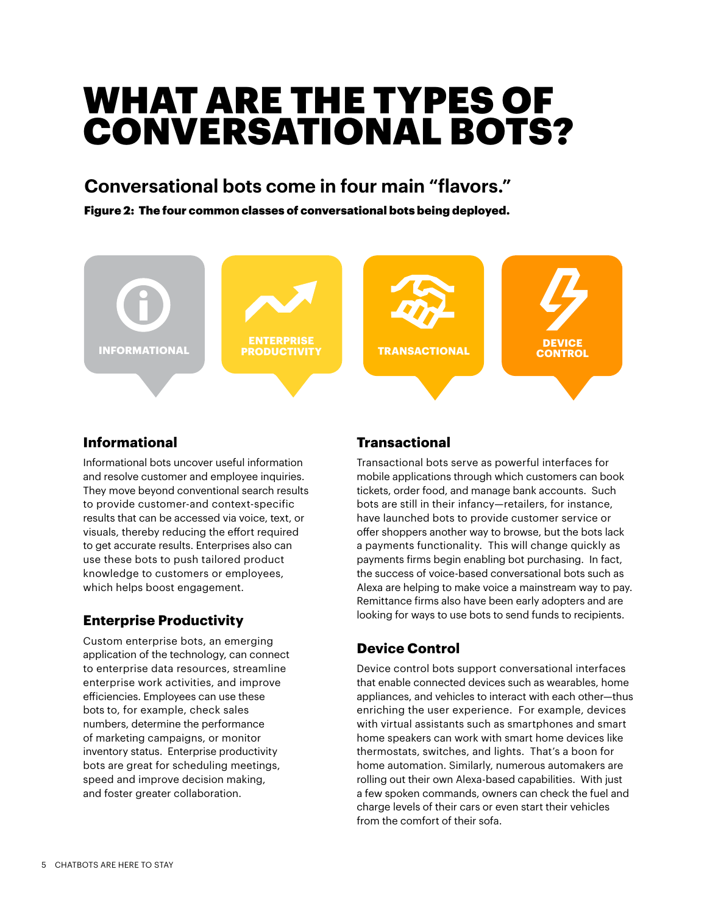# WHAT ARE THE TYPES OF CONVERSATIONAL BOTS?

## Conversational bots come in four main "flavors."

**Figure 2: The four common classes of conversational bots being deployed.**

INFORMATIONAL | ENTERPRISE PRODUCTIVITY | TRANSACTIONAL | DEVICE CONTROL

### Informational

Informational bots uncover useful information and resolve customer and employee inquiries. They move beyond conventional search results to provide customer-and context-specific results that can be accessed via voice, text, or visuals, thereby reducing the effort required to get accurate results. Enterprises also can use these bots to push tailored product knowledge to customers or employees, which helps boost engagement.

### Enterprise Productivity

Custom enterprise bots, an emerging application of the technology, can connect to enterprise data resources, streamline enterprise work activities, and improve efficiencies. Employees can use these bots to, for example, check sales numbers, determine the performance of marketing campaigns, or monitor inventory status. Enterprise productivity bots are great for scheduling meetings, speed and improve decision making, and foster greater collaboration.

### Transactional

Transactional bots serve as powerful interfaces for mobile applications through which customers can book tickets, order food, and manage bank accounts. Such bots are still in their infancy—retailers, for instance, have launched bots to provide customer service or offer shoppers another way to browse, but the bots lack a payments functionality. This will change quickly as payments firms begin enabling bot purchasing. In fact, the success of voice-based conversational bots such as Alexa are helping to make voice a mainstream way to pay. Remittance firms also have been early adopters and are looking for ways to use bots to send funds to recipients.

### Device Control

Device control bots support conversational interfaces that enable connected devices such as wearables, home appliances, and vehicles to interact with each other—thus enriching the user experience. For example, devices with virtual assistants such as smartphones and smart home speakers can work with smart home devices like thermostats, switches, and lights. That's a boon for home automation. Similarly, numerous automakers are rolling out their own Alexa-based capabilities. With just a few spoken commands, owners can check the fuel and charge levels of their cars or even start their vehicles from the comfort of their sofa.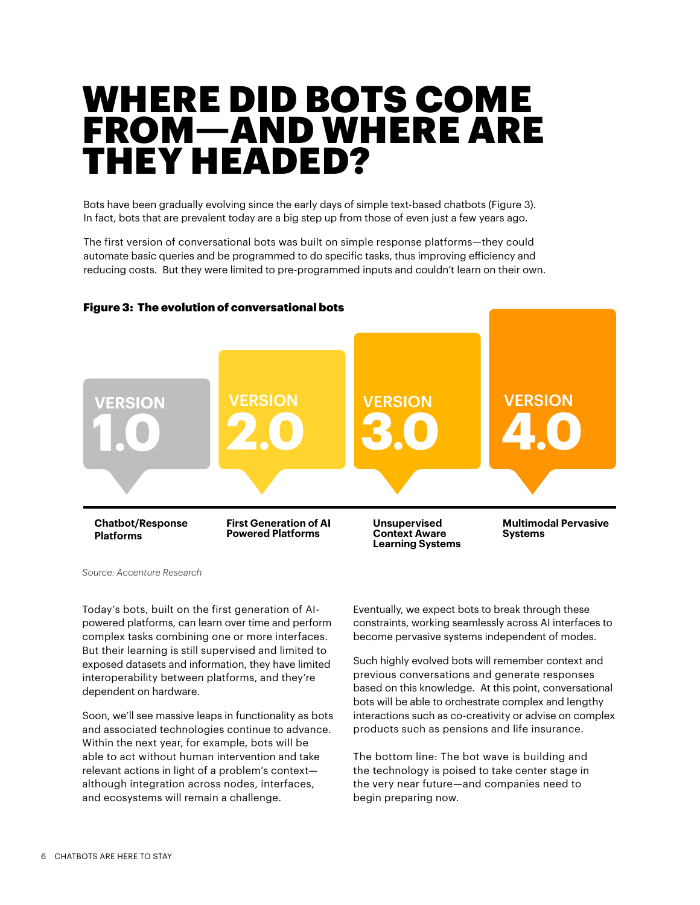# WHERE DID BOTS COME FROM—AND WHERE ARE THEY HEADED?

Bots have been gradually evolving since the early days of simple text-based chatbots (Figure 3). In fact, bots that are prevalent today are a big step up from those of even just a few years ago.

The first version of conversational bots was built on simple response platforms—they could automate basic queries and be programmed to do specific tasks, thus improving efficiency and reducing costs. But they were limited to pre-programmed inputs and couldn't learn on their own.

**Figure 3: The evolution of conversational bots**

| VERSION 1.0 | VERSION 2.0 | VERSION 3.0 | VERSION 4.0 |
|---|---|---|---|
| **Chatbot/Response Platforms** | **First Generation of AI Powered Platforms** | **Unsupervised Context Aware Learning Systems** | **Multimodal Pervasive Systems** |

*Source: Accenture Research*

Today's bots, built on the first generation of AI-powered platforms, can learn over time and perform complex tasks combining one or more interfaces. But their learning is still supervised and limited to exposed datasets and information, they have limited interoperability between platforms, and they're dependent on hardware.

Soon, we'll see massive leaps in functionality as bots and associated technologies continue to advance. Within the next year, for example, bots will be able to act without human intervention and take relevant actions in light of a problem's context—although integration across nodes, interfaces, and ecosystems will remain a challenge.

Eventually, we expect bots to break through these constraints, working seamlessly across AI interfaces to become pervasive systems independent of modes.

Such highly evolved bots will remember context and previous conversations and generate responses based on this knowledge. At this point, conversational bots will be able to orchestrate complex and lengthy interactions such as co-creativity or advise on complex products such as pensions and life insurance.

The bottom line: The bot wave is building and the technology is poised to take center stage in the very near future—and companies need to begin preparing now.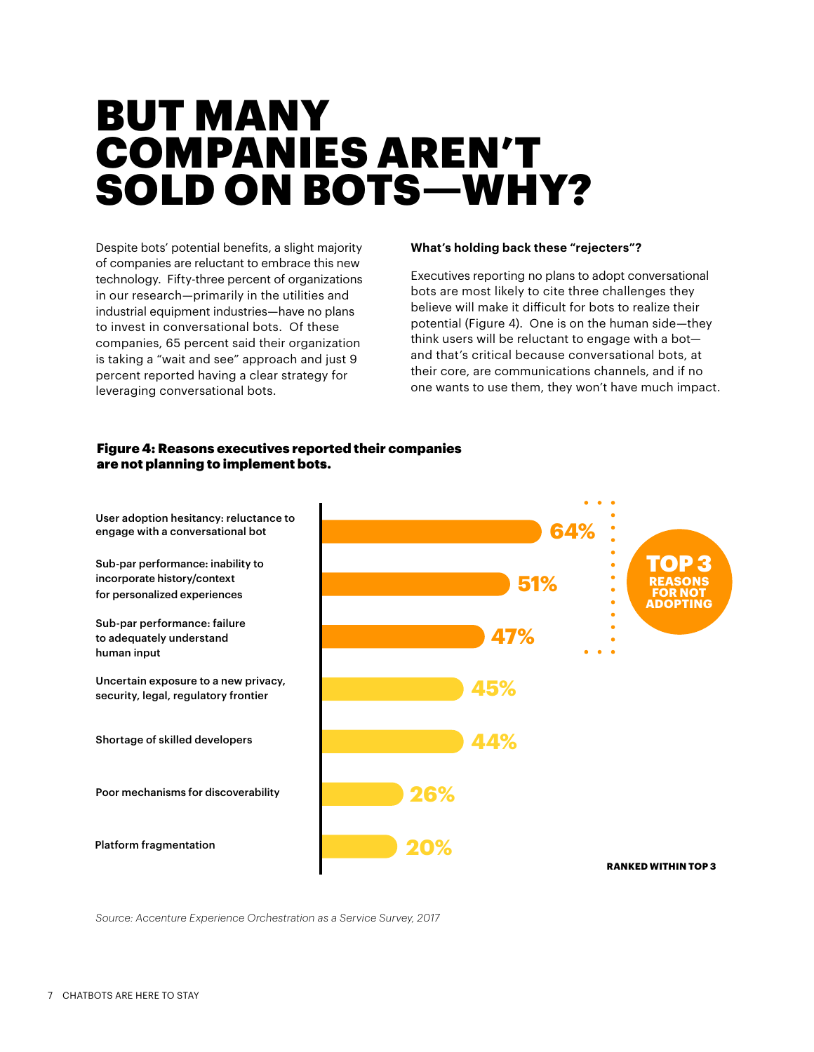# BUT MANY COMPANIES AREN'T SOLD ON BOTS—WHY?

Despite bots' potential benefits, a slight majority of companies are reluctant to embrace this new technology. Fifty-three percent of organizations in our research—primarily in the utilities and industrial equipment industries—have no plans to invest in conversational bots. Of these companies, 65 percent said their organization is taking a "wait and see" approach and just 9 percent reported having a clear strategy for leveraging conversational bots.

**What's holding back these "rejecters"?**

Executives reporting no plans to adopt conversational bots are most likely to cite three challenges they believe will make it difficult for bots to realize their potential (Figure 4). One is on the human side—they think users will be reluctant to engage with a bot—and that's critical because conversational bots, at their core, are communications channels, and if no one wants to use them, they won't have much impact.

**Figure 4: Reasons executives reported their companies are not planning to implement bots.**

| Reason | Percentage |
| --- | --- |
| User adoption hesitancy: reluctance to engage with a conversational bot | 64% |
| Sub-par performance: inability to incorporate history/context for personalized experiences | 51% |
| Sub-par performance: failure to adequately understand human input | 47% |
| Uncertain exposure to a new privacy, security, legal, regulatory frontier | 45% |
| Shortage of skilled developers | 44% |
| Poor mechanisms for discoverability | 26% |
| Platform fragmentation | 20% |

TOP 3 REASONS FOR NOT ADOPTING

RANKED WITHIN TOP 3

*Source: Accenture Experience Orchestration as a Service Survey, 2017*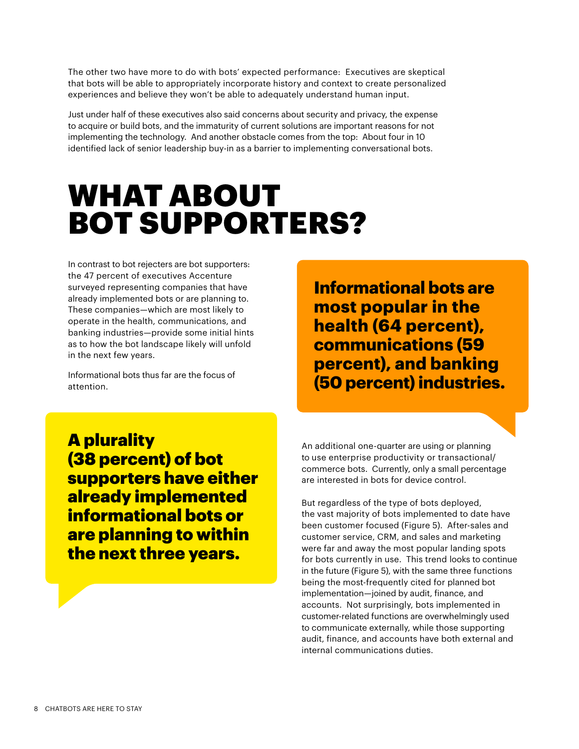The other two have more to do with bots' expected performance: Executives are skeptical that bots will be able to appropriately incorporate history and context to create personalized experiences and believe they won't be able to adequately understand human input.

Just under half of these executives also said concerns about security and privacy, the expense to acquire or build bots, and the immaturity of current solutions are important reasons for not implementing the technology. And another obstacle comes from the top: About four in 10 identified lack of senior leadership buy-in as a barrier to implementing conversational bots.

# WHAT ABOUT BOT SUPPORTERS?

In contrast to bot rejecters are bot supporters: the 47 percent of executives Accenture surveyed representing companies that have already implemented bots or are planning to. These companies—which are most likely to operate in the health, communications, and banking industries—provide some initial hints as to how the bot landscape likely will unfold in the next few years.

Informational bots thus far are the focus of attention.

**Informational bots are most popular in the health (64 percent), communications (59 percent), and banking (50 percent) industries.**

**A plurality (38 percent) of bot supporters have either already implemented informational bots or are planning to within the next three years.**

An additional one-quarter are using or planning to use enterprise productivity or transactional/ commerce bots. Currently, only a small percentage are interested in bots for device control.

But regardless of the type of bots deployed, the vast majority of bots implemented to date have been customer focused (Figure 5). After-sales and customer service, CRM, and sales and marketing were far and away the most popular landing spots for bots currently in use. This trend looks to continue in the future (Figure 5), with the same three functions being the most-frequently cited for planned bot implementation—joined by audit, finance, and accounts. Not surprisingly, bots implemented in customer-related functions are overwhelmingly used to communicate externally, while those supporting audit, finance, and accounts have both external and internal communications duties.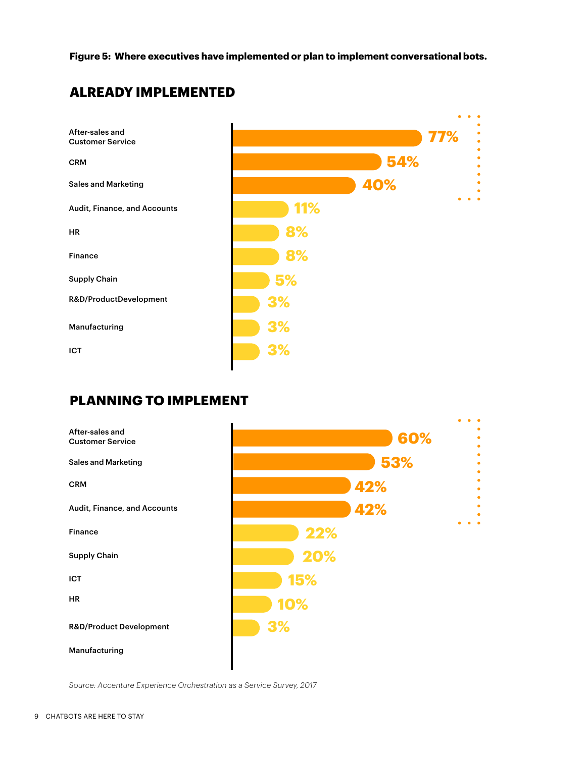**Figure 5: Where executives have implemented or plan to implement conversational bots.**

## ALREADY IMPLEMENTED

| Area | Percentage |
| --- | --- |
| After-sales and Customer Service | 77% |
| CRM | 54% |
| Sales and Marketing | 40% |
| Audit, Finance, and Accounts | 11% |
| HR | 8% |
| Finance | 8% |
| Supply Chain | 5% |
| R&D/ProductDevelopment | 3% |
| Manufacturing | 3% |
| ICT | 3% |

## PLANNING TO IMPLEMENT

| Area | Percentage |
| --- | --- |
| After-sales and Customer Service | 60% |
| Sales and Marketing | 53% |
| CRM | 42% |
| Audit, Finance, and Accounts | 42% |
| Finance | 22% |
| Supply Chain | 20% |
| ICT | 15% |
| HR | 10% |
| R&D/Product Development | 3% |
| Manufacturing | |

*Source: Accenture Experience Orchestration as a Service Survey, 2017*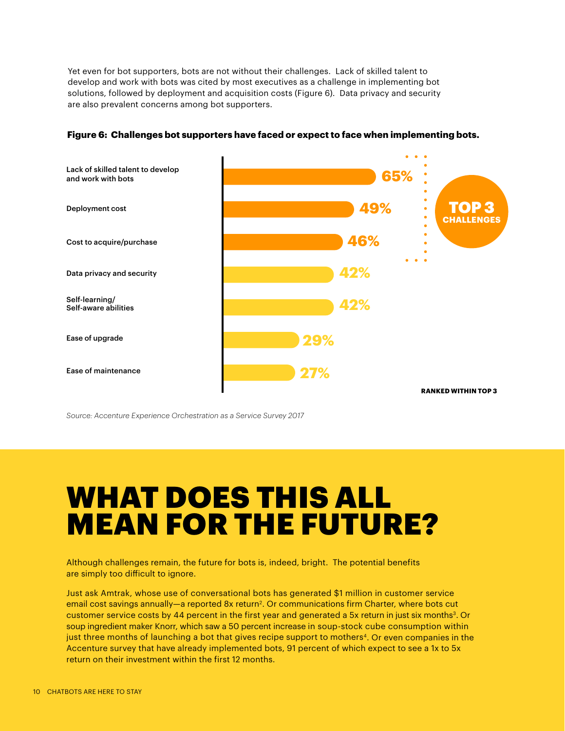Yet even for bot supporters, bots are not without their challenges. Lack of skilled talent to develop and work with bots was cited by most executives as a challenge in implementing bot solutions, followed by deployment and acquisition costs (Figure 6). Data privacy and security are also prevalent concerns among bot supporters.

**Figure 6: Challenges bot supporters have faced or expect to face when implementing bots.**

| Challenge | Ranked within top 3 |
|---|---|
| Lack of skilled talent to develop and work with bots | 65% |
| Deployment cost | 49% |
| Cost to acquire/purchase | 46% |
| Data privacy and security | 42% |
| Self-learning/ Self-aware abilities | 42% |
| Ease of upgrade | 29% |
| Ease of maintenance | 27% |

TOP 3 CHALLENGES

RANKED WITHIN TOP 3

*Source: Accenture Experience Orchestration as a Service Survey 2017*

# WHAT DOES THIS ALL MEAN FOR THE FUTURE?

Although challenges remain, the future for bots is, indeed, bright. The potential benefits are simply too difficult to ignore.

Just ask Amtrak, whose use of conversational bots has generated $1 million in customer service email cost savings annually—a reported 8x return[2]. Or communications firm Charter, where bots cut customer service costs by 44 percent in the first year and generated a 5x return in just six months[3]. Or soup ingredient maker Knorr, which saw a 50 percent increase in soup-stock cube consumption within just three months of launching a bot that gives recipe support to mothers[4]. Or even companies in the Accenture survey that have already implemented bots, 91 percent of which expect to see a 1x to 5x return on their investment within the first 12 months.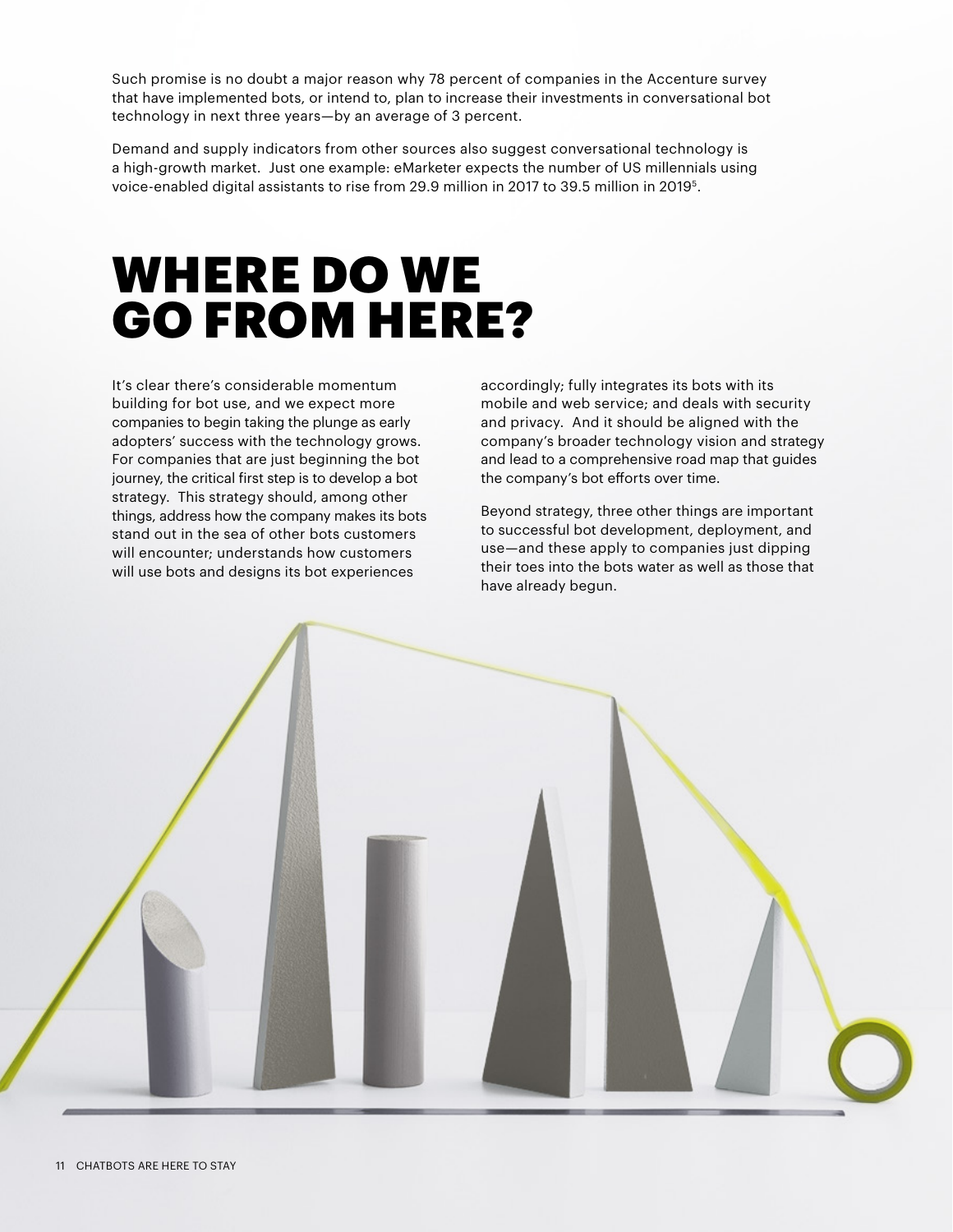Such promise is no doubt a major reason why 78 percent of companies in the Accenture survey that have implemented bots, or intend to, plan to increase their investments in conversational bot technology in next three years—by an average of 3 percent.

Demand and supply indicators from other sources also suggest conversational technology is a high-growth market. Just one example: eMarketer expects the number of US millennials using voice-enabled digital assistants to rise from 29.9 million in 2017 to 39.5 million in 2019[5].

# WHERE DO WE GO FROM HERE?

It's clear there's considerable momentum building for bot use, and we expect more companies to begin taking the plunge as early adopters' success with the technology grows. For companies that are just beginning the bot journey, the critical first step is to develop a bot strategy. This strategy should, among other things, address how the company makes its bots stand out in the sea of other bots customers will encounter; understands how customers will use bots and designs its bot experiences accordingly; fully integrates its bots with its mobile and web service; and deals with security and privacy. And it should be aligned with the company's broader technology vision and strategy and lead to a comprehensive road map that guides the company's bot efforts over time.

Beyond strategy, three other things are important to successful bot development, deployment, and use—and these apply to companies just dipping their toes into the bots water as well as those that have already begun.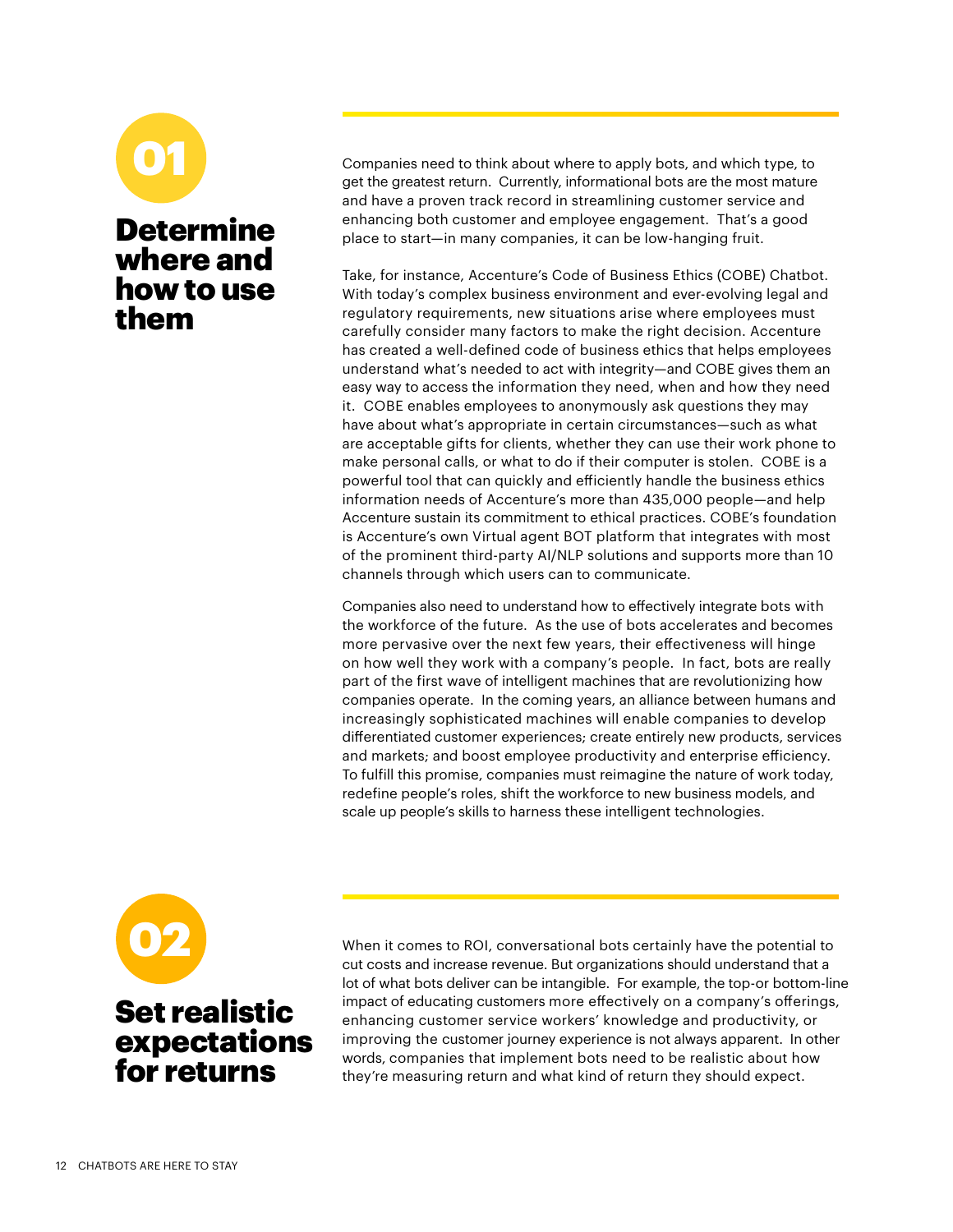## 01 Determine where and how to use them

Companies need to think about where to apply bots, and which type, to get the greatest return. Currently, informational bots are the most mature and have a proven track record in streamlining customer service and enhancing both customer and employee engagement. That's a good place to start—in many companies, it can be low-hanging fruit.

Take, for instance, Accenture's Code of Business Ethics (COBE) Chatbot. With today's complex business environment and ever-evolving legal and regulatory requirements, new situations arise where employees must carefully consider many factors to make the right decision. Accenture has created a well-defined code of business ethics that helps employees understand what's needed to act with integrity—and COBE gives them an easy way to access the information they need, when and how they need it. COBE enables employees to anonymously ask questions they may have about what's appropriate in certain circumstances—such as what are acceptable gifts for clients, whether they can use their work phone to make personal calls, or what to do if their computer is stolen. COBE is a powerful tool that can quickly and efficiently handle the business ethics information needs of Accenture's more than 435,000 people—and help Accenture sustain its commitment to ethical practices. COBE's foundation is Accenture's own Virtual agent BOT platform that integrates with most of the prominent third-party AI/NLP solutions and supports more than 10 channels through which users can to communicate.

Companies also need to understand how to effectively integrate bots with the workforce of the future. As the use of bots accelerates and becomes more pervasive over the next few years, their effectiveness will hinge on how well they work with a company's people. In fact, bots are really part of the first wave of intelligent machines that are revolutionizing how companies operate. In the coming years, an alliance between humans and increasingly sophisticated machines will enable companies to develop differentiated customer experiences; create entirely new products, services and markets; and boost employee productivity and enterprise efficiency. To fulfill this promise, companies must reimagine the nature of work today, redefine people's roles, shift the workforce to new business models, and scale up people's skills to harness these intelligent technologies.

## 02 Set realistic expectations for returns

When it comes to ROI, conversational bots certainly have the potential to cut costs and increase revenue. But organizations should understand that a lot of what bots deliver can be intangible. For example, the top-or bottom-line impact of educating customers more effectively on a company's offerings, enhancing customer service workers' knowledge and productivity, or improving the customer journey experience is not always apparent. In other words, companies that implement bots need to be realistic about how they're measuring return and what kind of return they should expect.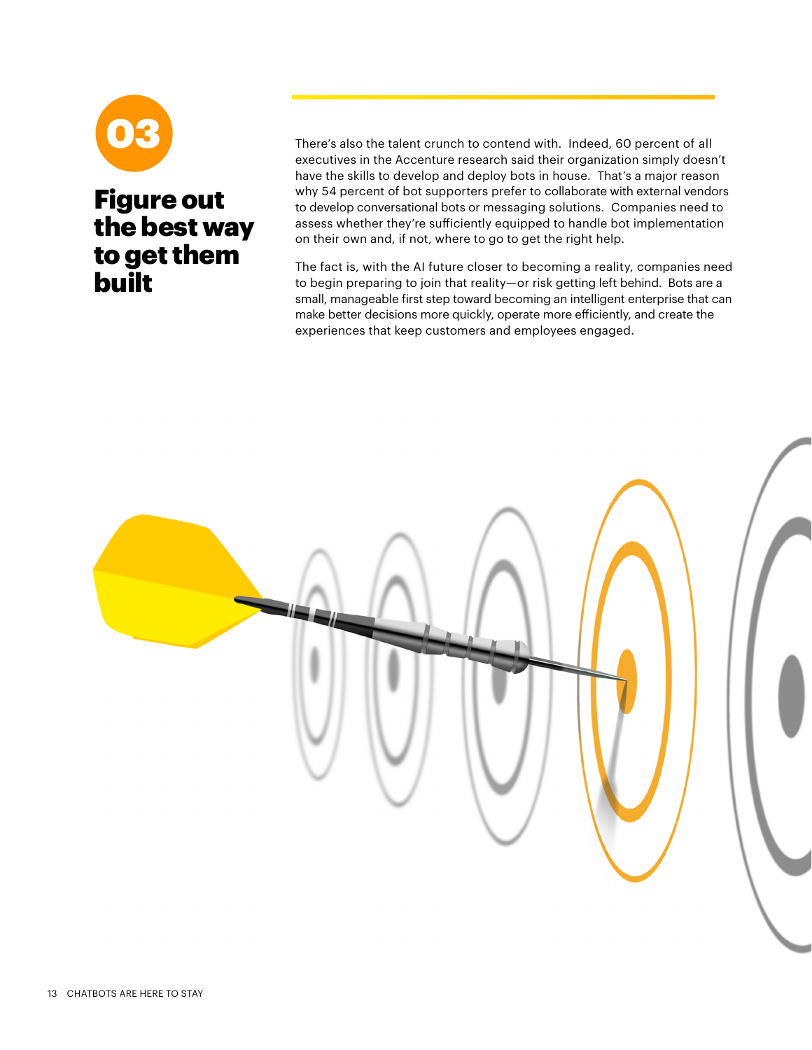# 03

## Figure out the best way to get them built

There's also the talent crunch to contend with. Indeed, 60 percent of all executives in the Accenture research said their organization simply doesn't have the skills to develop and deploy bots in house. That's a major reason why 54 percent of bot supporters prefer to collaborate with external vendors to develop conversational bots or messaging solutions. Companies need to assess whether they're sufficiently equipped to handle bot implementation on their own and, if not, where to go to get the right help.

The fact is, with the AI future closer to becoming a reality, companies need to begin preparing to join that reality—or risk getting left behind. Bots are a small, manageable first step toward becoming an intelligent enterprise that can make better decisions more quickly, operate more efficiently, and create the experiences that keep customers and employees engaged.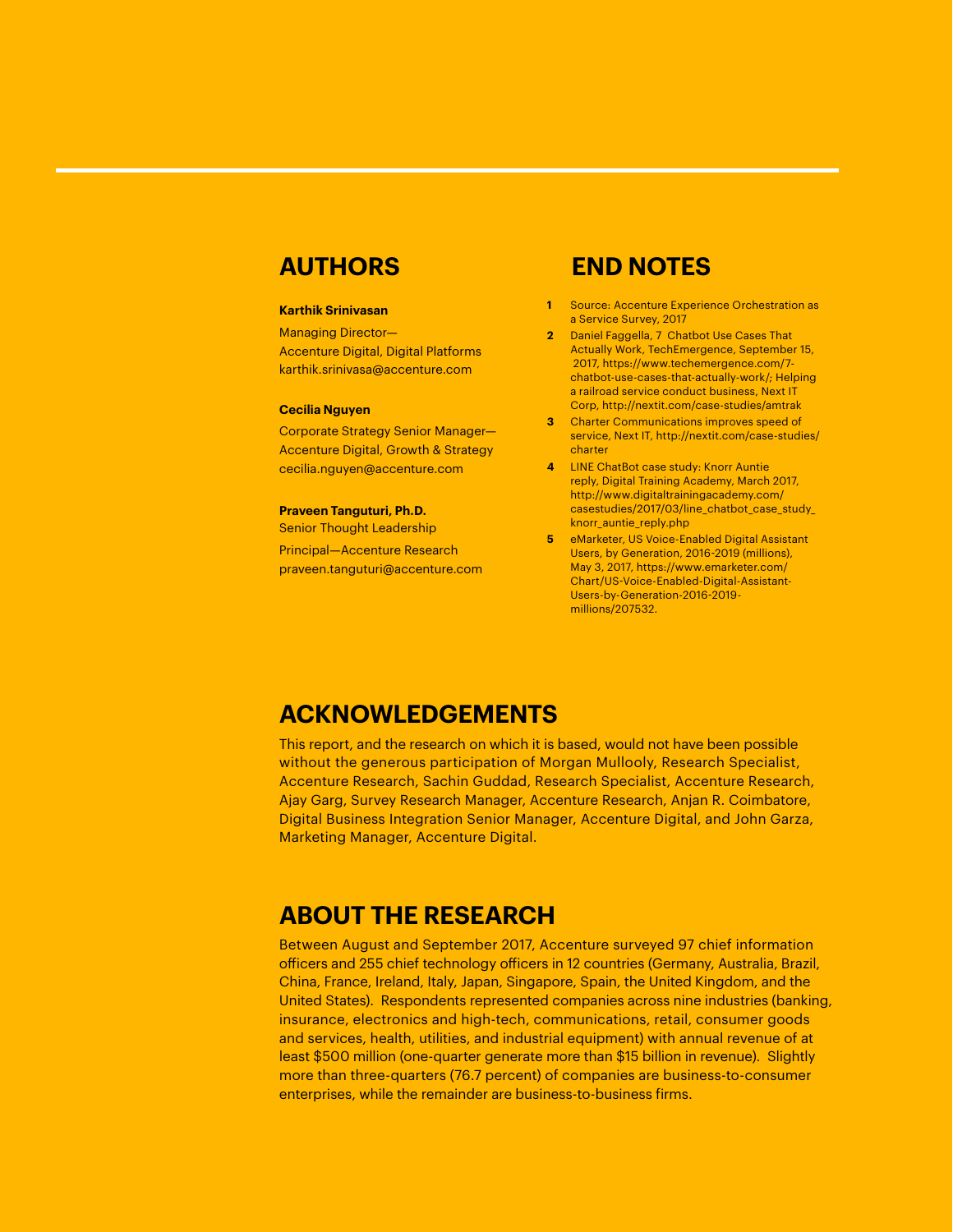## AUTHORS

**Karthik Srinivasan**

Managing Director—
Accenture Digital, Digital Platforms
karthik.srinivasa@accenture.com

**Cecilia Nguyen**

Corporate Strategy Senior Manager—
Accenture Digital, Growth & Strategy
cecilia.nguyen@accenture.com

**Praveen Tanguturi, Ph.D.**
Senior Thought Leadership
Principal—Accenture Research
praveen.tanguturi@accenture.com

## END NOTES

1. Source: Accenture Experience Orchestration as a Service Survey, 2017
2. Daniel Faggella, 7 Chatbot Use Cases That Actually Work, TechEmergence, September 15, 2017, https://www.techemergence.com/7-chatbot-use-cases-that-actually-work/; Helping a railroad service conduct business, Next IT Corp, http://nextit.com/case-studies/amtrak
3. Charter Communications improves speed of service, Next IT, http://nextit.com/case-studies/charter
4. LINE ChatBot case study: Knorr Auntie reply, Digital Training Academy, March 2017, http://www.digitaltrainingacademy.com/casestudies/2017/03/line_chatbot_case_study_knorr_auntie_reply.php
5. eMarketer, US Voice-Enabled Digital Assistant Users, by Generation, 2016-2019 (millions), May 3, 2017, https://www.emarketer.com/Chart/US-Voice-Enabled-Digital-Assistant-Users-by-Generation-2016-2019-millions/207532.

## ACKNOWLEDGEMENTS

This report, and the research on which it is based, would not have been possible without the generous participation of Morgan Mullooly, Research Specialist, Accenture Research, Sachin Guddad, Research Specialist, Accenture Research, Ajay Garg, Survey Research Manager, Accenture Research, Anjan R. Coimbatore, Digital Business Integration Senior Manager, Accenture Digital, and John Garza, Marketing Manager, Accenture Digital.

## ABOUT THE RESEARCH

Between August and September 2017, Accenture surveyed 97 chief information officers and 255 chief technology officers in 12 countries (Germany, Australia, Brazil, China, France, Ireland, Italy, Japan, Singapore, Spain, the United Kingdom, and the United States). Respondents represented companies across nine industries (banking, insurance, electronics and high-tech, communications, retail, consumer goods and services, health, utilities, and industrial equipment) with annual revenue of at least $500 million (one-quarter generate more than $15 billion in revenue). Slightly more than three-quarters (76.7 percent) of companies are business-to-consumer enterprises, while the remainder are business-to-business firms.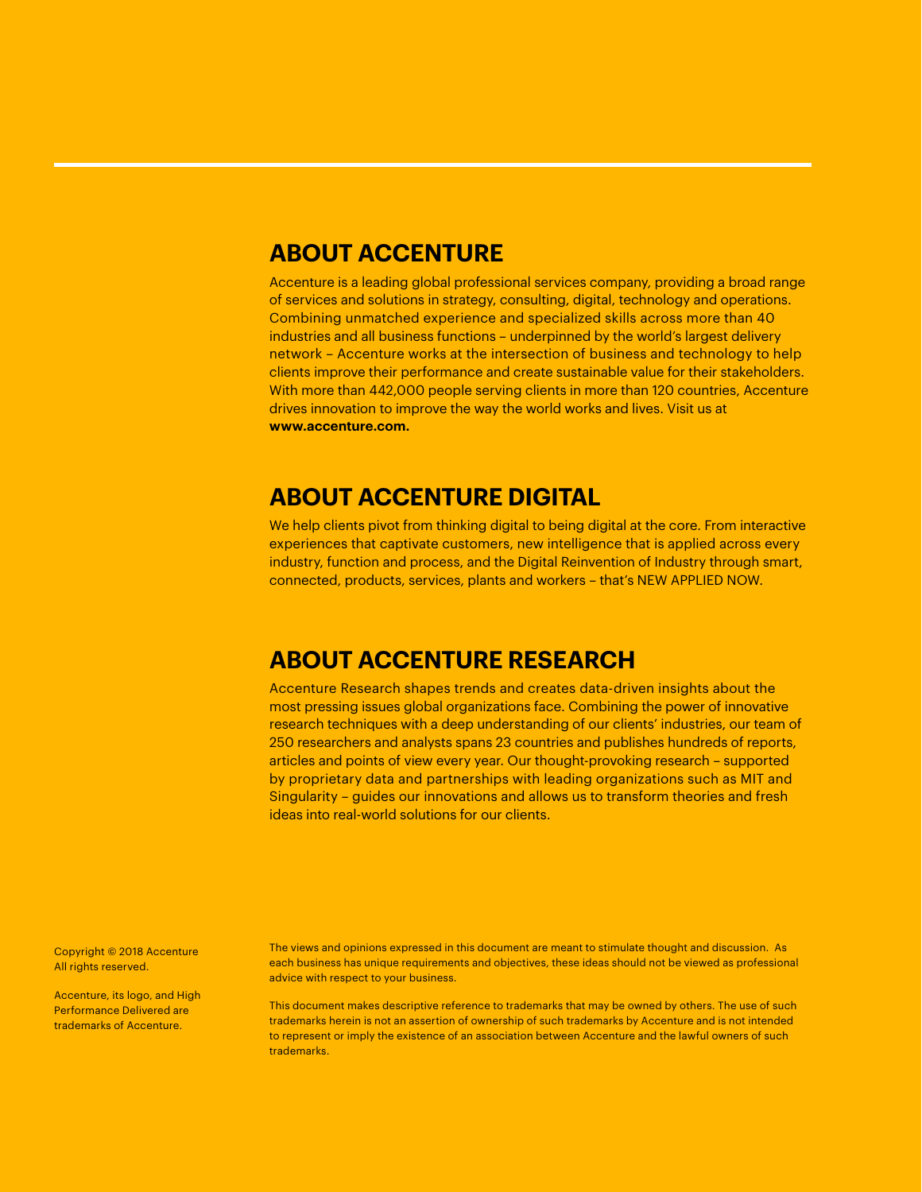## ABOUT ACCENTURE

Accenture is a leading global professional services company, providing a broad range of services and solutions in strategy, consulting, digital, technology and operations. Combining unmatched experience and specialized skills across more than 40 industries and all business functions – underpinned by the world's largest delivery network – Accenture works at the intersection of business and technology to help clients improve their performance and create sustainable value for their stakeholders. With more than 442,000 people serving clients in more than 120 countries, Accenture drives innovation to improve the way the world works and lives. Visit us at **www.accenture.com.**

## ABOUT ACCENTURE DIGITAL

We help clients pivot from thinking digital to being digital at the core. From interactive experiences that captivate customers, new intelligence that is applied across every industry, function and process, and the Digital Reinvention of Industry through smart, connected, products, services, plants and workers – that's NEW APPLIED NOW.

## ABOUT ACCENTURE RESEARCH

Accenture Research shapes trends and creates data-driven insights about the most pressing issues global organizations face. Combining the power of innovative research techniques with a deep understanding of our clients' industries, our team of 250 researchers and analysts spans 23 countries and publishes hundreds of reports, articles and points of view every year. Our thought-provoking research – supported by proprietary data and partnerships with leading organizations such as MIT and Singularity – guides our innovations and allows us to transform theories and fresh ideas into real-world solutions for our clients.

Copyright © 2018 Accenture
All rights reserved.

Accenture, its logo, and High Performance Delivered are trademarks of Accenture.

The views and opinions expressed in this document are meant to stimulate thought and discussion. As each business has unique requirements and objectives, these ideas should not be viewed as professional advice with respect to your business.

This document makes descriptive reference to trademarks that may be owned by others. The use of such trademarks herein is not an assertion of ownership of such trademarks by Accenture and is not intended to represent or imply the existence of an association between Accenture and the lawful owners of such trademarks.